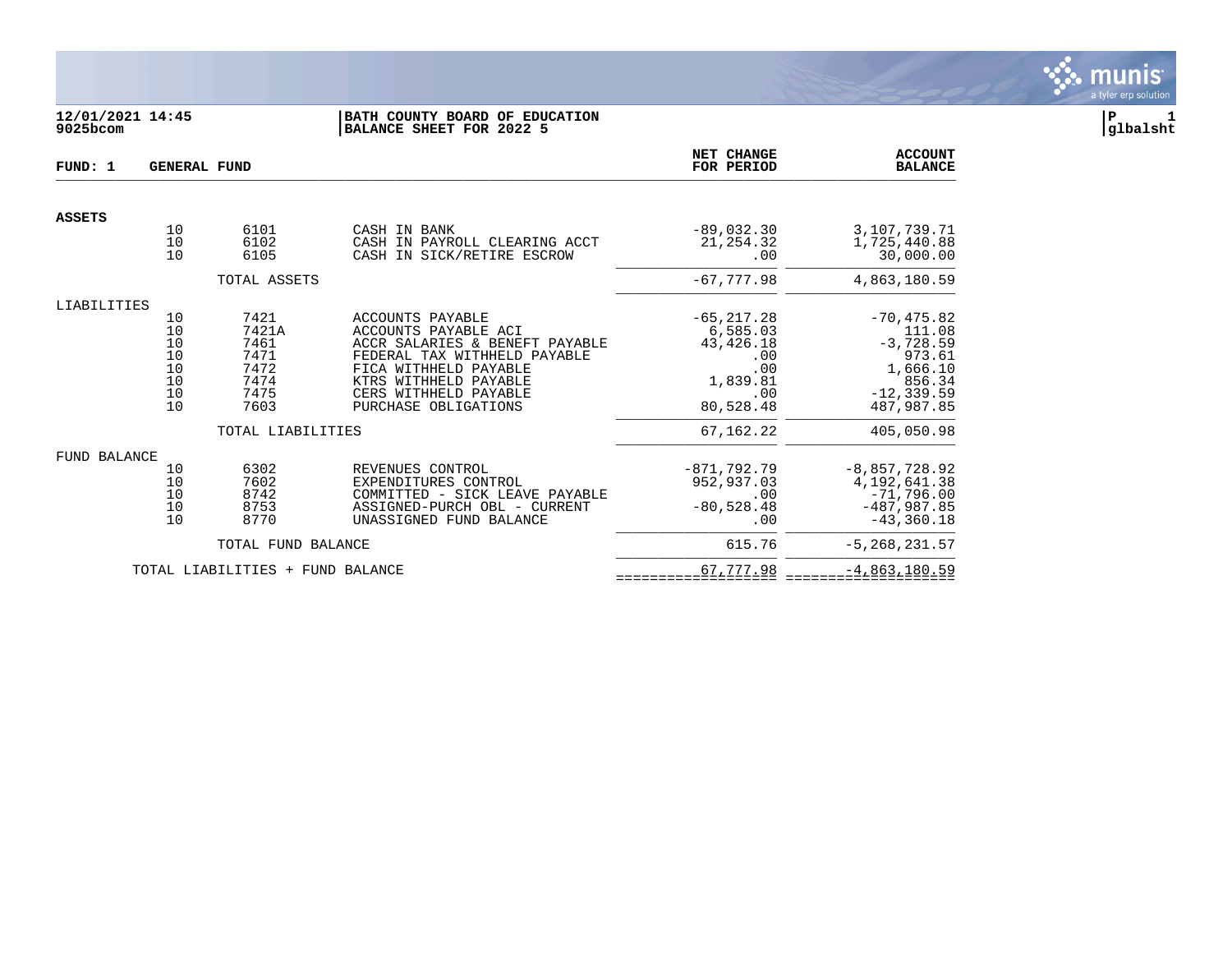12/01/2021 14:45
9025bcom

**BATH COUNTY BOARD OF EDUCATION**
**BALANCE SHEET FOR 2022 5**

P 1
glbalsht

| FUND: 1 GENERAL FUND | | | | NET CHANGE FOR PERIOD | ACCOUNT BALANCE |
|---|---|---|---|---|---|
| **ASSETS** | | | | | |
| | 10 | 6101 | CASH IN BANK | -89,032.30 | 3,107,739.71 |
| | 10 | 6102 | CASH IN PAYROLL CLEARING ACCT | 21,254.32 | 1,725,440.88 |
| | 10 | 6105 | CASH IN SICK/RETIRE ESCROW | .00 | 30,000.00 |
| | | TOTAL ASSETS | | -67,777.98 | 4,863,180.59 |
| LIABILITIES | | | | | |
| | 10 | 7421 | ACCOUNTS PAYABLE | -65,217.28 | -70,475.82 |
| | 10 | 7421A | ACCOUNTS PAYABLE ACI | 6,585.03 | 111.08 |
| | 10 | 7461 | ACCR SALARIES & BENEFT PAYABLE | 43,426.18 | -3,728.59 |
| | 10 | 7471 | FEDERAL TAX WITHHELD PAYABLE | .00 | 973.61 |
| | 10 | 7472 | FICA WITHHELD PAYABLE | .00 | 1,666.10 |
| | 10 | 7474 | KTRS WITHHELD PAYABLE | 1,839.81 | 856.34 |
| | 10 | 7475 | CERS WITHHELD PAYABLE | .00 | -12,339.59 |
| | 10 | 7603 | PURCHASE OBLIGATIONS | 80,528.48 | 487,987.85 |
| | | TOTAL LIABILITIES | | 67,162.22 | 405,050.98 |
| FUND BALANCE | | | | | |
| | 10 | 6302 | REVENUES CONTROL | -871,792.79 | -8,857,728.92 |
| | 10 | 7602 | EXPENDITURES CONTROL | 952,937.03 | 4,192,641.38 |
| | 10 | 8742 | COMMITTED - SICK LEAVE PAYABLE | .00 | -71,796.00 |
| | 10 | 8753 | ASSIGNED-PURCH OBL - CURRENT | -80,528.48 | -487,987.85 |
| | 10 | 8770 | UNASSIGNED FUND BALANCE | .00 | -43,360.18 |
| | | TOTAL FUND BALANCE | | 615.76 | -5,268,231.57 |
| | TOTAL LIABILITIES + FUND BALANCE | | | 67,777.98 | -4,863,180.59 |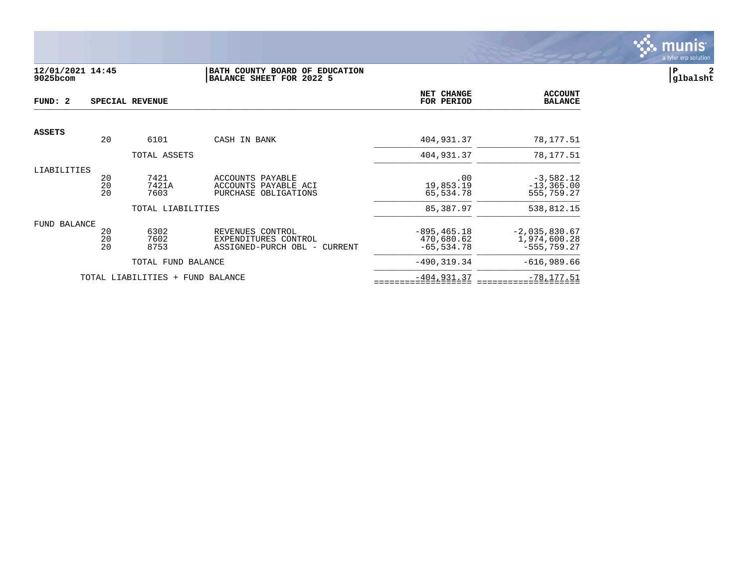12/01/2021 14:45
9025bcom

**BATH COUNTY BOARD OF EDUCATION**
**BALANCE SHEET FOR 2022 5**

glbalsht

**FUND: 2 SPECIAL REVENUE**

| | | | | NET CHANGE FOR PERIOD | ACCOUNT BALANCE |
|---|---|---|---|---|---|
| **ASSETS** | 20 | 6101 | CASH IN BANK | 404,931.37 | 78,177.51 |
| | | TOTAL ASSETS | | 404,931.37 | 78,177.51 |
| LIABILITIES | 20 | 7421 | ACCOUNTS PAYABLE | .00 | -3,582.12 |
| | 20 | 7421A | ACCOUNTS PAYABLE ACI | 19,853.19 | -13,365.00 |
| | 20 | 7603 | PURCHASE OBLIGATIONS | 65,534.78 | 555,759.27 |
| | | TOTAL LIABILITIES | | 85,387.97 | 538,812.15 |
| FUND BALANCE | 20 | 6302 | REVENUES CONTROL | -895,465.18 | -2,035,830.67 |
| | 20 | 7602 | EXPENDITURES CONTROL | 470,680.62 | 1,974,600.28 |
| | 20 | 8753 | ASSIGNED-PURCH OBL - CURRENT | -65,534.78 | -555,759.27 |
| | | TOTAL FUND BALANCE | | -490,319.34 | -616,989.66 |
| | TOTAL LIABILITIES + FUND BALANCE | | | -404,931.37 | -78,177.51 |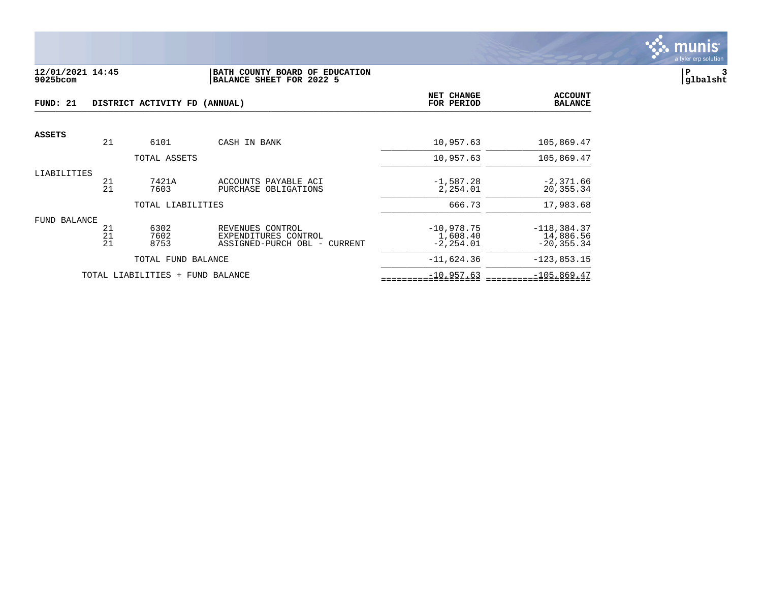**12/01/2021 14:45**
**9025bcom**

**BATH COUNTY BOARD OF EDUCATION**
**BALANCE SHEET FOR 2022 5**

**P 3**
**glbalsht**

| FUND: 21 | DISTRICT ACTIVITY FD (ANNUAL) | | | NET CHANGE FOR PERIOD | ACCOUNT BALANCE |
|---|---|---|---|---|---|
| **ASSETS** | | | | | |
| | 21 | 6101 | CASH IN BANK | 10,957.63 | 105,869.47 |
| | | TOTAL ASSETS | | 10,957.63 | 105,869.47 |
| LIABILITIES | | | | | |
| | 21 | 7421A | ACCOUNTS PAYABLE ACI | -1,587.28 | -2,371.66 |
| | 21 | 7603 | PURCHASE OBLIGATIONS | 2,254.01 | 20,355.34 |
| | | TOTAL LIABILITIES | | 666.73 | 17,983.68 |
| FUND BALANCE | | | | | |
| | 21 | 6302 | REVENUES CONTROL | -10,978.75 | -118,384.37 |
| | 21 | 7602 | EXPENDITURES CONTROL | 1,608.40 | 14,886.56 |
| | 21 | 8753 | ASSIGNED-PURCH OBL - CURRENT | -2,254.01 | -20,355.34 |
| | | TOTAL FUND BALANCE | | -11,624.36 | -123,853.15 |
| | TOTAL LIABILITIES + FUND BALANCE | | | -10,957.63 | -105,869.47 |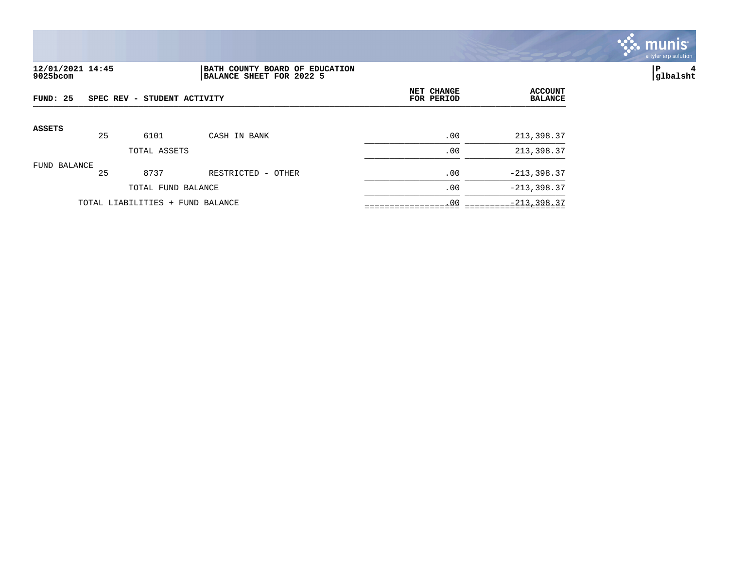12/01/2021 14:45
9025bcom

**BATH COUNTY BOARD OF EDUCATION**
**BALANCE SHEET FOR 2022 5**

P 4
glbalsht

**FUND: 25 SPEC REV - STUDENT ACTIVITY**

| | Fund | Account | Description | NET CHANGE FOR PERIOD | ACCOUNT BALANCE |
|---|---|---|---|---|---|
| **ASSETS** | | | | | |
| | 25 | 6101 | CASH IN BANK | .00 | 213,398.37 |
| | | TOTAL ASSETS | | .00 | 213,398.37 |
| FUND BALANCE | | | | | |
| | 25 | 8737 | RESTRICTED - OTHER | .00 | -213,398.37 |
| | | TOTAL FUND BALANCE | | .00 | -213,398.37 |
| | TOTAL LIABILITIES + FUND BALANCE | | | .00 | -213,398.37 |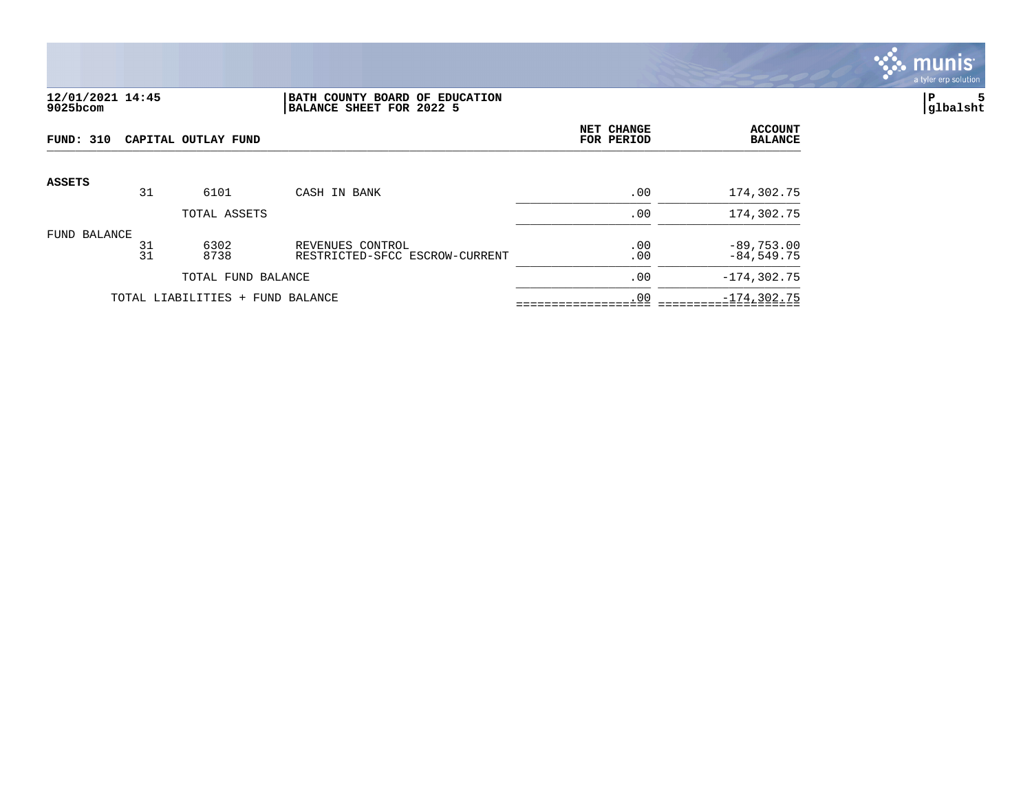12/01/2021 14:45
9025bcom

**BATH COUNTY BOARD OF EDUCATION**
**BALANCE SHEET FOR 2022 5**

P 5
glbalsht

**FUND: 310 CAPITAL OUTLAY FUND**

| | | | | NET CHANGE FOR PERIOD | ACCOUNT BALANCE |
|---|---|---|---|---|---|
| **ASSETS** | 31 | 6101 | CASH IN BANK | .00 | 174,302.75 |
| | | TOTAL ASSETS | | .00 | 174,302.75 |
| FUND BALANCE | 31 | 6302 | REVENUES CONTROL | .00 | -89,753.00 |
| | 31 | 8738 | RESTRICTED-SFCC ESCROW-CURRENT | .00 | -84,549.75 |
| | | TOTAL FUND BALANCE | | .00 | -174,302.75 |
| | TOTAL LIABILITIES + FUND BALANCE | | | .00 | -174,302.75 |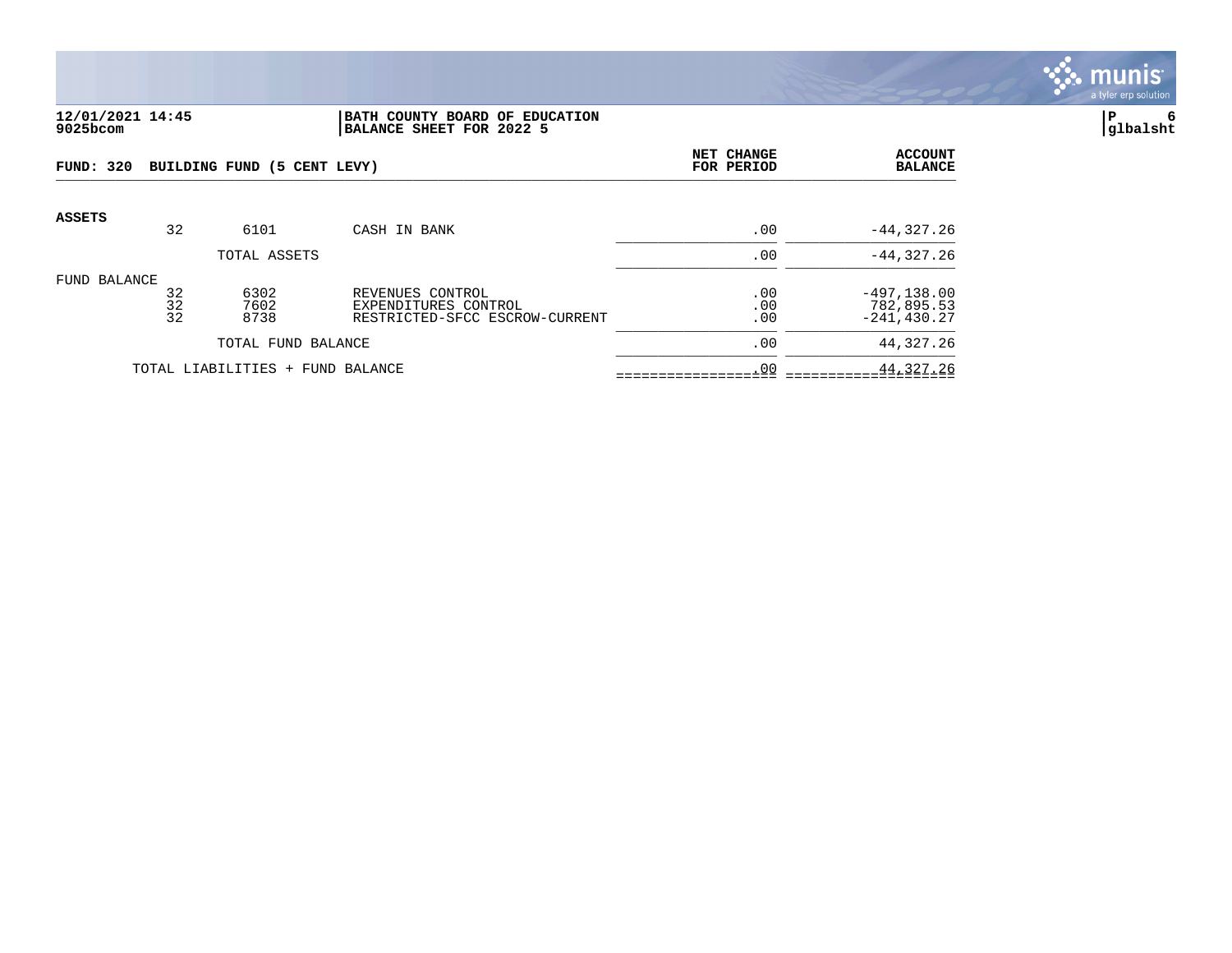**12/01/2021 14:45**
**9025bcom**

**BATH COUNTY BOARD OF EDUCATION**
**BALANCE SHEET FOR 2022 5**

**glbalsht**

**FUND: 320 BUILDING FUND (5 CENT LEVY)**

| | | | | NET CHANGE FOR PERIOD | ACCOUNT BALANCE |
|---|---|---|---|---|---|
| **ASSETS** | | | | | |
| | 32 | 6101 | CASH IN BANK | .00 | -44,327.26 |
| | | TOTAL ASSETS | | .00 | -44,327.26 |
| FUND BALANCE | | | | | |
| | 32 | 6302 | REVENUES CONTROL | .00 | -497,138.00 |
| | 32 | 7602 | EXPENDITURES CONTROL | .00 | 782,895.53 |
| | 32 | 8738 | RESTRICTED-SFCC ESCROW-CURRENT | .00 | -241,430.27 |
| | | TOTAL FUND BALANCE | | .00 | 44,327.26 |
| | TOTAL LIABILITIES + FUND BALANCE | | | .00 | 44,327.26 |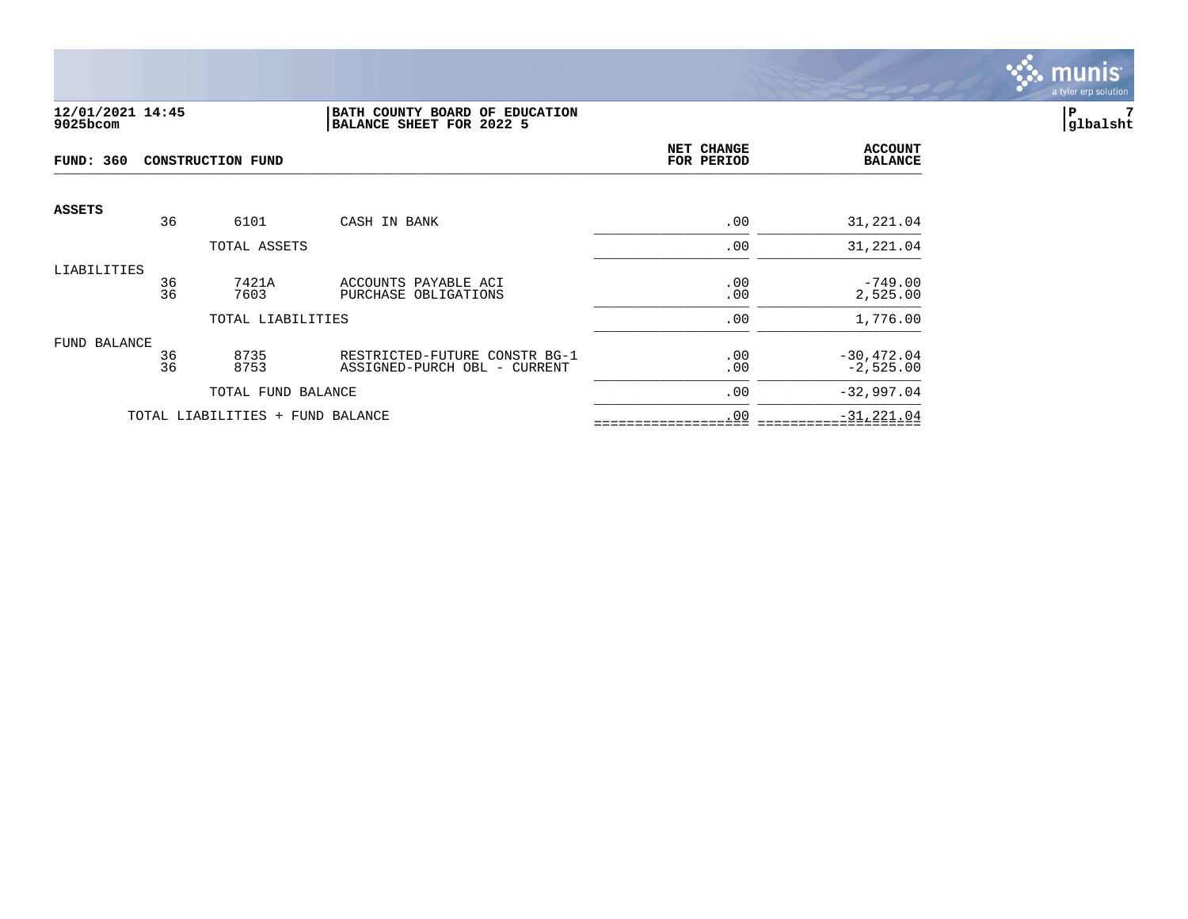12/01/2021 14:45
9025bcom

BATH COUNTY BOARD OF EDUCATION
BALANCE SHEET FOR 2022 5

P 7
glbalsht

**FUND: 360 CONSTRUCTION FUND**

| | | | | NET CHANGE FOR PERIOD | ACCOUNT BALANCE |
|---|---|---|---|---|---|
| **ASSETS** | 36 | 6101 | CASH IN BANK | .00 | 31,221.04 |
| | | TOTAL ASSETS | | .00 | 31,221.04 |
| LIABILITIES | 36 | 7421A | ACCOUNTS PAYABLE ACI | .00 | -749.00 |
| | 36 | 7603 | PURCHASE OBLIGATIONS | .00 | 2,525.00 |
| | | TOTAL LIABILITIES | | .00 | 1,776.00 |
| FUND BALANCE | 36 | 8735 | RESTRICTED-FUTURE CONSTR BG-1 | .00 | -30,472.04 |
| | 36 | 8753 | ASSIGNED-PURCH OBL - CURRENT | .00 | -2,525.00 |
| | | TOTAL FUND BALANCE | | .00 | -32,997.04 |
| | TOTAL LIABILITIES + FUND BALANCE | | | .00 | -31,221.04 |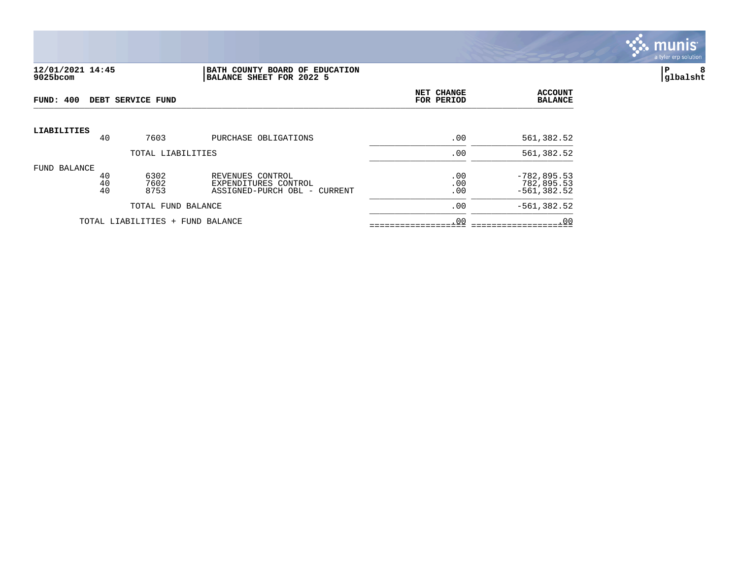**BATH COUNTY BOARD OF EDUCATION**
**BALANCE SHEET FOR 2022 5**

12/01/2021 14:45
9025bcom

| FUND: 400 DEBT SERVICE FUND | | | | NET CHANGE FOR PERIOD | ACCOUNT BALANCE |
|---|---|---|---|---|---|
| **LIABILITIES** | | | | | |
| | 40 | 7603 | PURCHASE OBLIGATIONS | .00 | 561,382.52 |
| | | TOTAL LIABILITIES | | .00 | 561,382.52 |
| FUND BALANCE | | | | | |
| | 40 | 6302 | REVENUES CONTROL | .00 | -782,895.53 |
| | 40 | 7602 | EXPENDITURES CONTROL | .00 | 782,895.53 |
| | 40 | 8753 | ASSIGNED-PURCH OBL - CURRENT | .00 | -561,382.52 |
| | | TOTAL FUND BALANCE | | .00 | -561,382.52 |
| | TOTAL LIABILITIES + FUND BALANCE | | | .00 | .00 |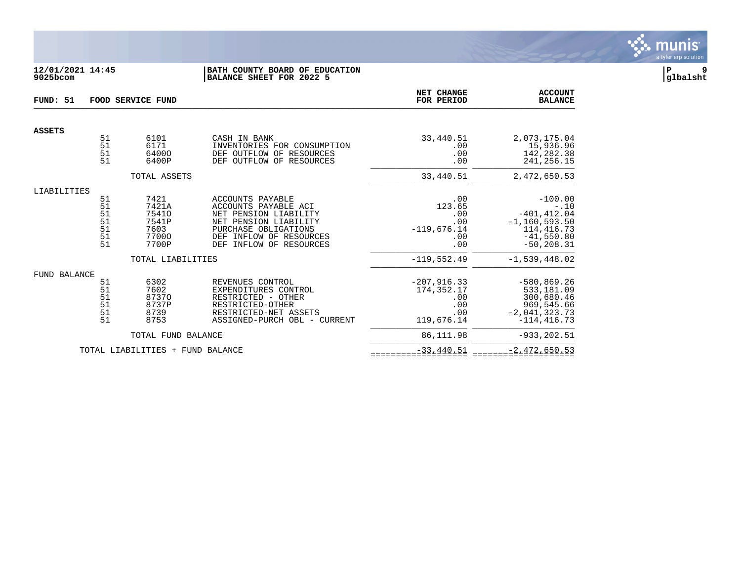**12/01/2021 14:45** | **BATH COUNTY BOARD OF EDUCATION**
**9025bcom** | **BALANCE SHEET FOR 2022 5**

P 9
glbalsht

| FUND: 51 | FOOD SERVICE FUND | | | NET CHANGE FOR PERIOD | ACCOUNT BALANCE |
|---|---|---|---|---|---|
| **ASSETS** | | | | | |
| | 51 | 6101 | CASH IN BANK | 33,440.51 | 2,073,175.04 |
| | 51 | 6171 | INVENTORIES FOR CONSUMPTION | .00 | 15,936.96 |
| | 51 | 6400O | DEF OUTFLOW OF RESOURCES | .00 | 142,282.38 |
| | 51 | 6400P | DEF OUTFLOW OF RESOURCES | .00 | 241,256.15 |
| | | TOTAL ASSETS | | 33,440.51 | 2,472,650.53 |
| LIABILITIES | | | | | |
| | 51 | 7421 | ACCOUNTS PAYABLE | .00 | -100.00 |
| | 51 | 7421A | ACCOUNTS PAYABLE ACI | 123.65 | -.10 |
| | 51 | 7541O | NET PENSION LIABILITY | .00 | -401,412.04 |
| | 51 | 7541P | NET PENSION LIABILITY | .00 | -1,160,593.50 |
| | 51 | 7603 | PURCHASE OBLIGATIONS | -119,676.14 | 114,416.73 |
| | 51 | 7700O | DEF INFLOW OF RESOURCES | .00 | -41,550.80 |
| | 51 | 7700P | DEF INFLOW OF RESOURCES | .00 | -50,208.31 |
| | | TOTAL LIABILITIES | | -119,552.49 | -1,539,448.02 |
| FUND BALANCE | | | | | |
| | 51 | 6302 | REVENUES CONTROL | -207,916.33 | -580,869.26 |
| | 51 | 7602 | EXPENDITURES CONTROL | 174,352.17 | 533,181.09 |
| | 51 | 8737O | RESTRICTED - OTHER | .00 | 300,680.46 |
| | 51 | 8737P | RESTRICTED-OTHER | .00 | 969,545.66 |
| | 51 | 8739 | RESTRICTED-NET ASSETS | .00 | -2,041,323.73 |
| | 51 | 8753 | ASSIGNED-PURCH OBL - CURRENT | 119,676.14 | -114,416.73 |
| | | TOTAL FUND BALANCE | | 86,111.98 | -933,202.51 |
| | TOTAL LIABILITIES + FUND BALANCE | | | -33,440.51 | -2,472,650.53 |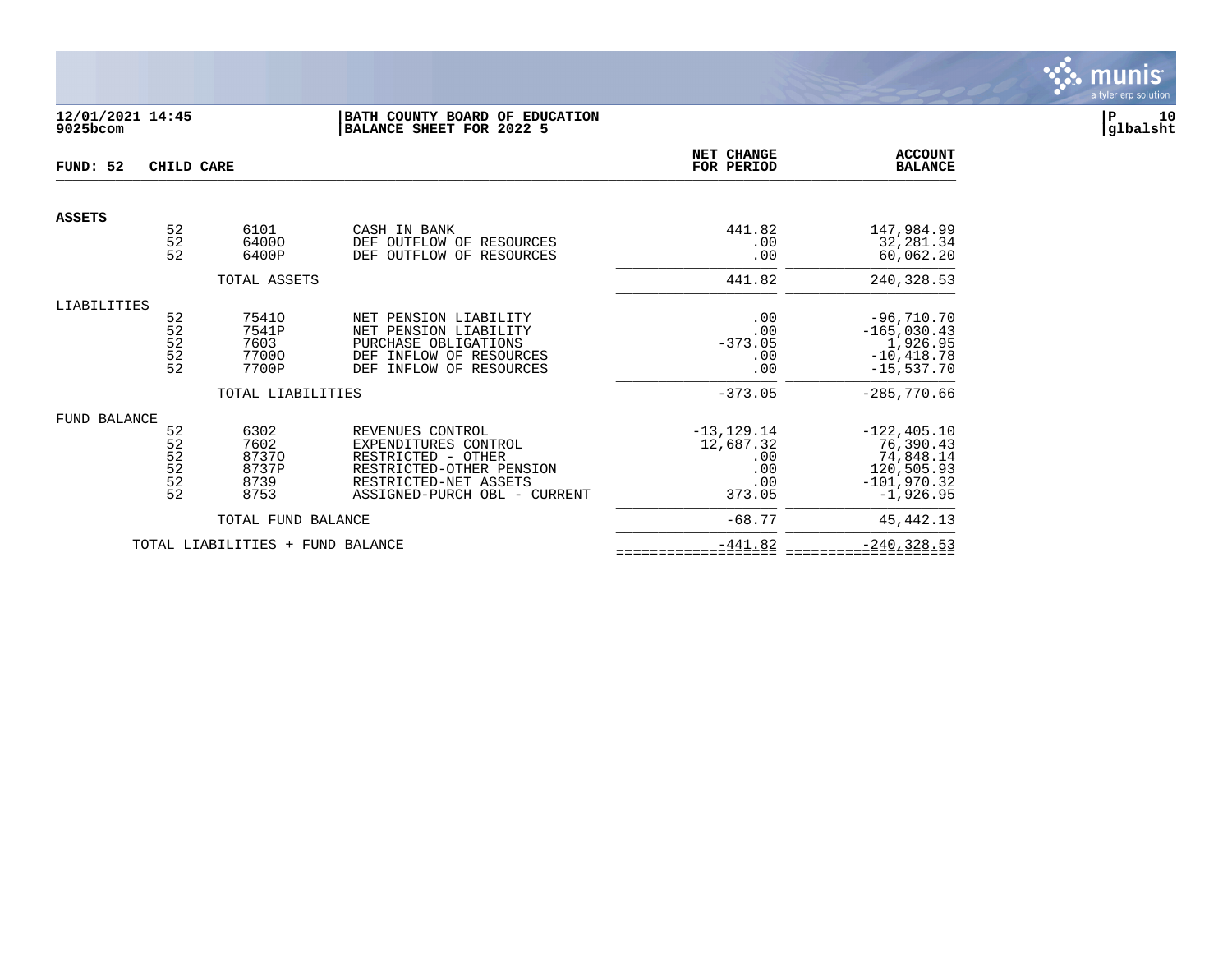12/01/2021 14:45 | BATH COUNTY BOARD OF EDUCATION
9025bcom | BALANCE SHEET FOR 2022 5

**FUND: 52 CHILD CARE**

| | | | | NET CHANGE FOR PERIOD | ACCOUNT BALANCE |
|---|---|---|---|---|---|
| **ASSETS** | | | | | |
| | 52 | 6101 | CASH IN BANK | 441.82 | 147,984.99 |
| | 52 | 6400O | DEF OUTFLOW OF RESOURCES | .00 | 32,281.34 |
| | 52 | 6400P | DEF OUTFLOW OF RESOURCES | .00 | 60,062.20 |
| | | TOTAL ASSETS | | 441.82 | 240,328.53 |
| LIABILITIES | | | | | |
| | 52 | 7541O | NET PENSION LIABILITY | .00 | -96,710.70 |
| | 52 | 7541P | NET PENSION LIABILITY | .00 | -165,030.43 |
| | 52 | 7603 | PURCHASE OBLIGATIONS | -373.05 | 1,926.95 |
| | 52 | 7700O | DEF INFLOW OF RESOURCES | .00 | -10,418.78 |
| | 52 | 7700P | DEF INFLOW OF RESOURCES | .00 | -15,537.70 |
| | | TOTAL LIABILITIES | | -373.05 | -285,770.66 |
| FUND BALANCE | | | | | |
| | 52 | 6302 | REVENUES CONTROL | -13,129.14 | -122,405.10 |
| | 52 | 7602 | EXPENDITURES CONTROL | 12,687.32 | 76,390.43 |
| | 52 | 8737O | RESTRICTED - OTHER | .00 | 74,848.14 |
| | 52 | 8737P | RESTRICTED-OTHER PENSION | .00 | 120,505.93 |
| | 52 | 8739 | RESTRICTED-NET ASSETS | .00 | -101,970.32 |
| | 52 | 8753 | ASSIGNED-PURCH OBL - CURRENT | 373.05 | -1,926.95 |
| | | TOTAL FUND BALANCE | | -68.77 | 45,442.13 |
| | TOTAL LIABILITIES + FUND BALANCE | | | -441.82 | -240,328.53 |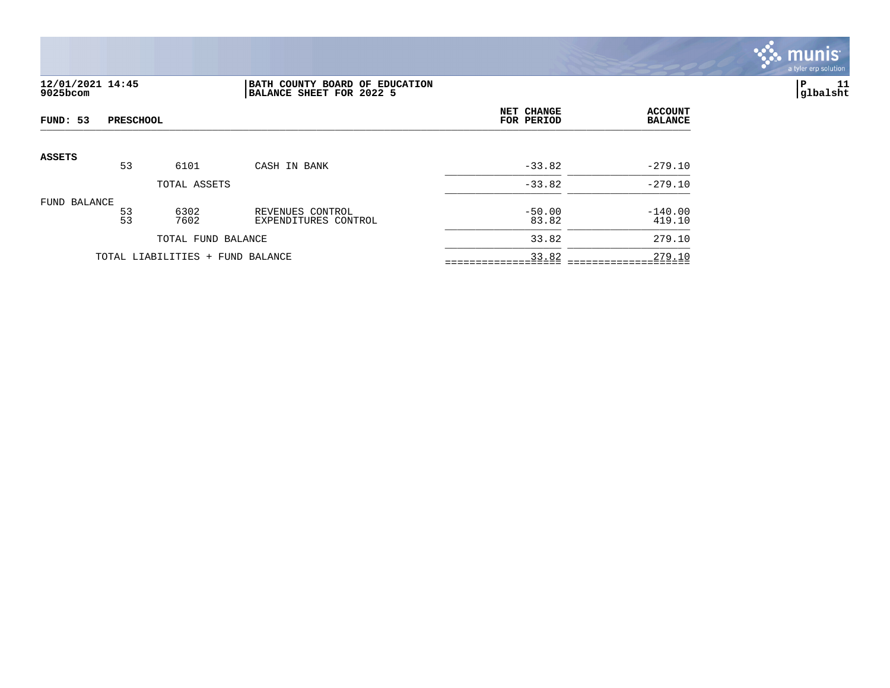12/01/2021 14:45
9025bcom

**BATH COUNTY BOARD OF EDUCATION**
**BALANCE SHEET FOR 2022 5**

P 11
glbalsht

**FUND: 53 PRESCHOOL**

| | | | | NET CHANGE FOR PERIOD | ACCOUNT BALANCE |
|---|---|---|---|---|---|
| **ASSETS** | | | | | |
| | 53 | 6101 | CASH IN BANK | -33.82 | -279.10 |
| | | TOTAL ASSETS | | -33.82 | -279.10 |
| FUND BALANCE | | | | | |
| | 53 | 6302 | REVENUES CONTROL | -50.00 | -140.00 |
| | 53 | 7602 | EXPENDITURES CONTROL | 83.82 | 419.10 |
| | | TOTAL FUND BALANCE | | 33.82 | 279.10 |
| | TOTAL LIABILITIES + FUND BALANCE | | | 33.82 | 279.10 |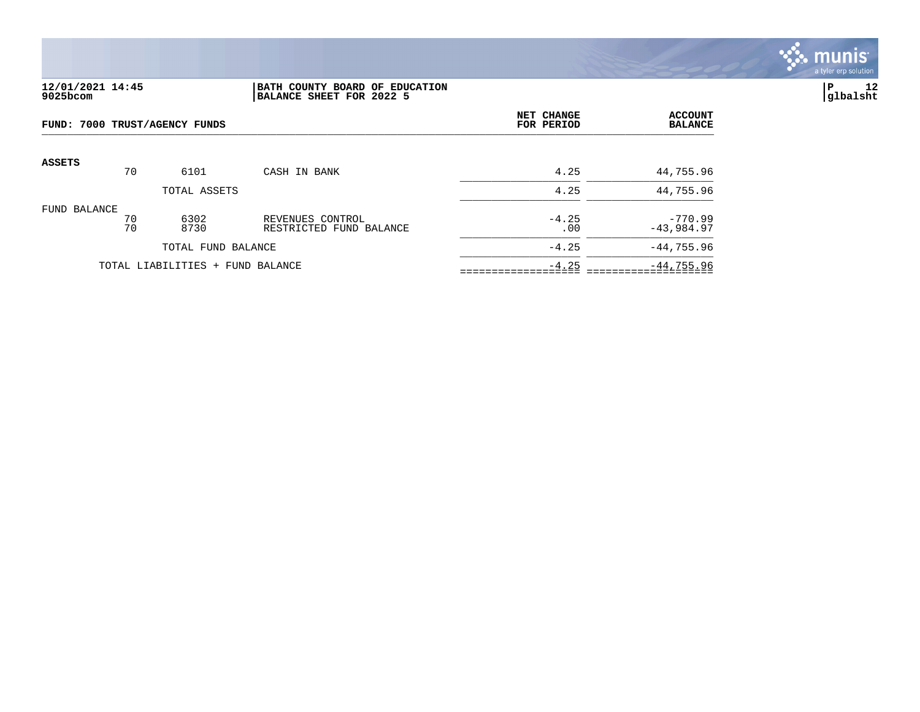12/01/2021 14:45
9025bcom

**BATH COUNTY BOARD OF EDUCATION**
**BALANCE SHEET FOR 2022 5**

P 12
glbalsht

**FUND: 7000 TRUST/AGENCY FUNDS**

| | | | | NET CHANGE FOR PERIOD | ACCOUNT BALANCE |
|---|---|---|---|---|---|
| **ASSETS** | | | | | |
| | 70 | 6101 | CASH IN BANK | 4.25 | 44,755.96 |
| | | TOTAL ASSETS | | 4.25 | 44,755.96 |
| FUND BALANCE | | | | | |
| | 70 | 6302 | REVENUES CONTROL | -4.25 | -770.99 |
| | 70 | 8730 | RESTRICTED FUND BALANCE | .00 | -43,984.97 |
| | | TOTAL FUND BALANCE | | -4.25 | -44,755.96 |
| | TOTAL LIABILITIES + FUND BALANCE | | | -4.25 | -44,755.96 |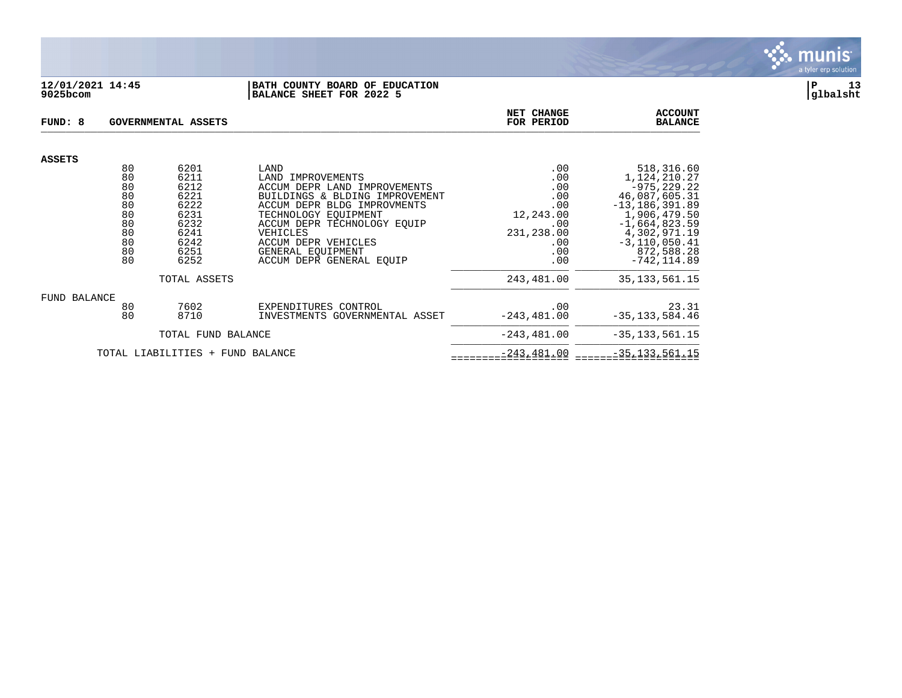**12/01/2021 14:45** | **BATH COUNTY BOARD OF EDUCATION**
**9025bcom** | **BALANCE SHEET FOR 2022 5**

**FUND: 8 GOVERNMENTAL ASSETS**

| | | | | NET CHANGE FOR PERIOD | ACCOUNT BALANCE |
|---|---|---|---|---|---|
| **ASSETS** | | | | | |
| | 80 | 6201 | LAND | .00 | 518,316.60 |
| | 80 | 6211 | LAND IMPROVEMENTS | .00 | 1,124,210.27 |
| | 80 | 6212 | ACCUM DEPR LAND IMPROVEMENTS | .00 | -975,229.22 |
| | 80 | 6221 | BUILDINGS & BLDING IMPROVEMENT | .00 | 46,087,605.31 |
| | 80 | 6222 | ACCUM DEPR BLDG IMPROVMENTS | .00 | -13,186,391.89 |
| | 80 | 6231 | TECHNOLOGY EQUIPMENT | 12,243.00 | 1,906,479.50 |
| | 80 | 6232 | ACCUM DEPR TECHNOLOGY EQUIP | .00 | -1,664,823.59 |
| | 80 | 6241 | VEHICLES | 231,238.00 | 4,302,971.19 |
| | 80 | 6242 | ACCUM DEPR VEHICLES | .00 | -3,110,050.41 |
| | 80 | 6251 | GENERAL EQUIPMENT | .00 | 872,588.28 |
| | 80 | 6252 | ACCUM DEPR GENERAL EQUIP | .00 | -742,114.89 |
| | | TOTAL ASSETS | | 243,481.00 | 35,133,561.15 |
| **FUND BALANCE** | | | | | |
| | 80 | 7602 | EXPENDITURES CONTROL | .00 | 23.31 |
| | 80 | 8710 | INVESTMENTS GOVERNMENTAL ASSET | -243,481.00 | -35,133,584.46 |
| | | TOTAL FUND BALANCE | | -243,481.00 | -35,133,561.15 |
| | | TOTAL LIABILITIES + FUND BALANCE | | -243,481.00 | -35,133,561.15 |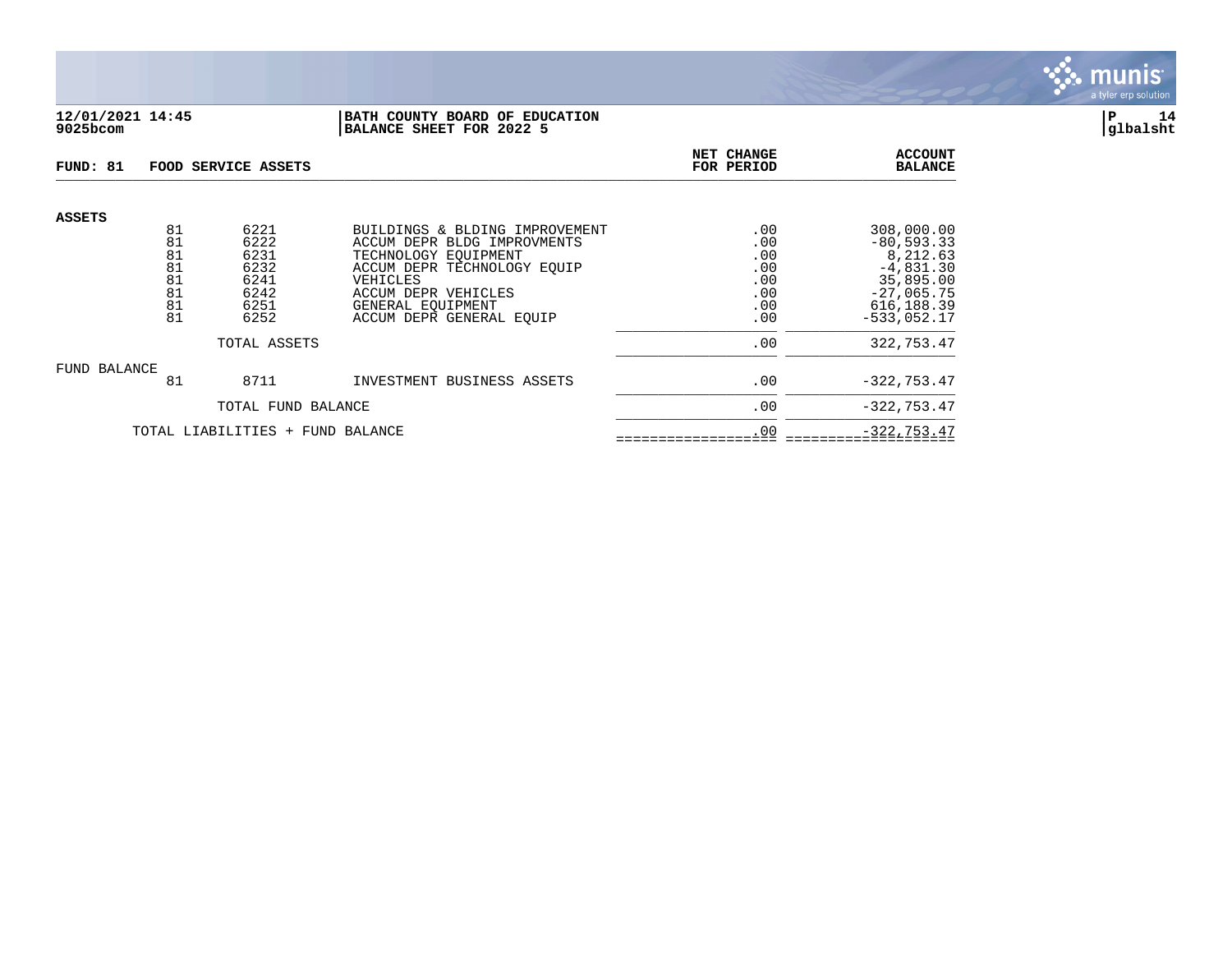12/01/2021 14:45
9025bcom

BATH COUNTY BOARD OF EDUCATION
BALANCE SHEET FOR 2022 5

glbalsht

| FUND: 81 | FOOD SERVICE ASSETS | | | NET CHANGE FOR PERIOD | ACCOUNT BALANCE |
|---|---|---|---|---|---|
| **ASSETS** | | | | | |
| | 81 | 6221 | BUILDINGS & BLDING IMPROVEMENT | .00 | 308,000.00 |
| | 81 | 6222 | ACCUM DEPR BLDG IMPROVMENTS | .00 | -80,593.33 |
| | 81 | 6231 | TECHNOLOGY EQUIPMENT | .00 | 8,212.63 |
| | 81 | 6232 | ACCUM DEPR TECHNOLOGY EQUIP | .00 | -4,831.30 |
| | 81 | 6241 | VEHICLES | .00 | 35,895.00 |
| | 81 | 6242 | ACCUM DEPR VEHICLES | .00 | -27,065.75 |
| | 81 | 6251 | GENERAL EQUIPMENT | .00 | 616,188.39 |
| | 81 | 6252 | ACCUM DEPR GENERAL EQUIP | .00 | -533,052.17 |
| | | TOTAL ASSETS | | .00 | 322,753.47 |
| FUND BALANCE | | | | | |
| | 81 | 8711 | INVESTMENT BUSINESS ASSETS | .00 | -322,753.47 |
| | | TOTAL FUND BALANCE | | .00 | -322,753.47 |
| | TOTAL LIABILITIES + FUND BALANCE | | | .00 | -322,753.47 |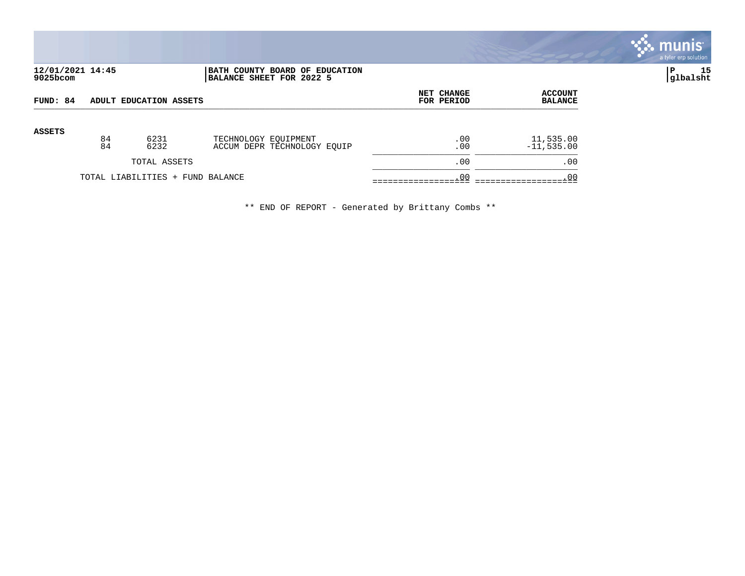12/01/2021 14:45
9025bcom

**BATH COUNTY BOARD OF EDUCATION**
**BALANCE SHEET FOR 2022 5**

P 15
glbalsht

| FUND: 84 ADULT EDUCATION ASSETS | | | | NET CHANGE FOR PERIOD | ACCOUNT BALANCE |
|---|---|---|---|---|---|
| **ASSETS** | 84 | 6231 | TECHNOLOGY EQUIPMENT | .00 | 11,535.00 |
| | 84 | 6232 | ACCUM DEPR TECHNOLOGY EQUIP | .00 | -11,535.00 |
| | TOTAL ASSETS | | | .00 | .00 |
| | TOTAL LIABILITIES + FUND BALANCE | | | .00 | .00 |

** END OF REPORT - Generated by Brittany Combs **